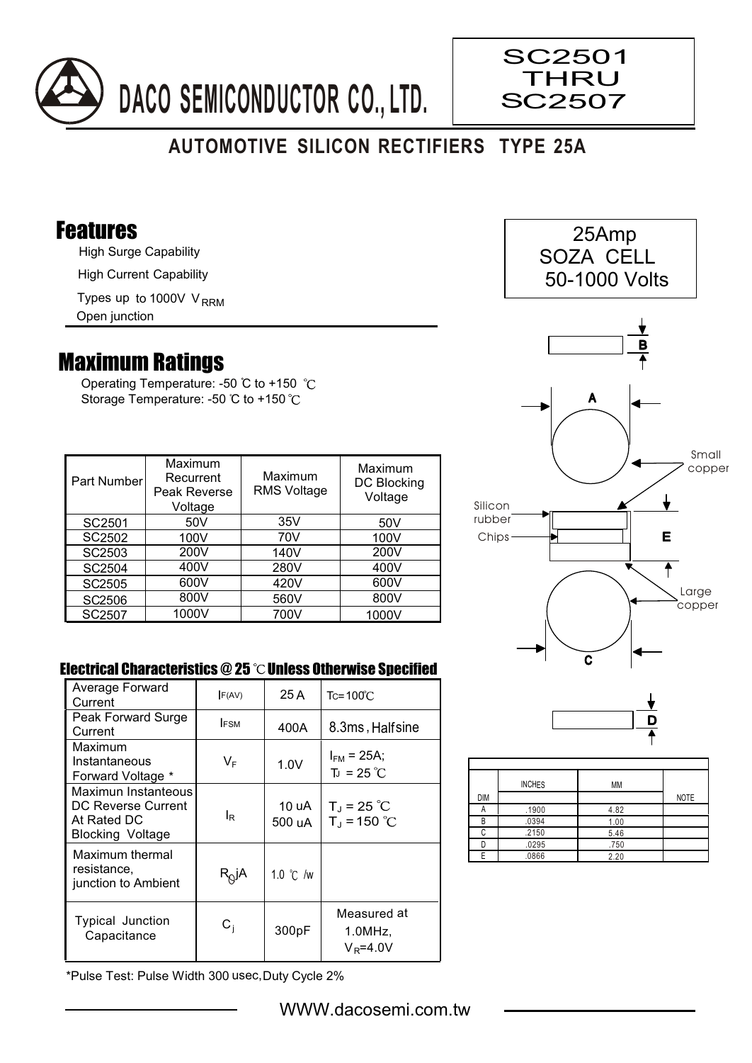# DACO SEMICONDUCTOR CO., LTD.

**SC2501 THRU SC2507**

## AUTOMOTIVE SILICON RECTIFIERS TYPE 25A

25Amp
SOZA CELL
50-1000 Volts

## Features

- High Surge Capability
- High Current Capability
- Types up to 1000V $V_{RRM}$
- Open junction

## Maximum Ratings

Operating Temperature: -50 ℃ to +150 ℃
Storage Temperature: -50 ℃ to +150 ℃

| Part Number | Maximum Recurrent Peak Reverse Voltage | Maximum RMS Voltage | Maximum DC Blocking Voltage |
|---|---|---|---|
| SC2501 | 50V | 35V | 50V |
| SC2502 | 100V | 70V | 100V |
| SC2503 | 200V | 140V | 200V |
| SC2504 | 400V | 280V | 400V |
| SC2505 | 600V | 420V | 600V |
| SC2506 | 800V | 560V | 800V |
| SC2507 | 1000V | 700V | 1000V |

### Electrical Characteristics @ 25 ℃ Unless Otherwise Specified

| | | | |
|---|---|---|---|
| Average Forward Current | $I_{F(AV)}$ | 25 A | $T_C$=100℃ |
| Peak Forward Surge Current | $I_{FSM}$ | 400A | 8.3ms, Halfsine |
| Maximum Instantaneous Forward Voltage * | $V_F$ | 1.0V | $I_{FM}$ = 25A; $T_J$ = 25 ℃ |
| Maximun Instanteous DC Reverse Current At Rated DC Blocking Voltage | $I_R$ | 10 uA<br>500 uA | $T_J$ = 25 ℃<br>$T_J$ = 150 ℃ |
| Maximum thermal resistance, junction to Ambient | $R_{\theta}jA$ | 1.0 ℃ /w | |
| Typical Junction Capacitance | $C_j$ | 300pF | Measured at 1.0MHz, $V_R$=4.0V |

*Pulse Test: Pulse Width 300 usec, Duty Cycle 2%

Small copper
Silicon rubber
Chips
Large copper

| DIM | INCHES | MM | NOTE |
|---|---|---|---|
| A | .1900 | 4.82 | |
| B | .0394 | 1.00 | |
| C | .2150 | 5.46 | |
| D | .0295 | .750 | |
| E | .0866 | 2.20 | |

WWW.dacosemi.com.tw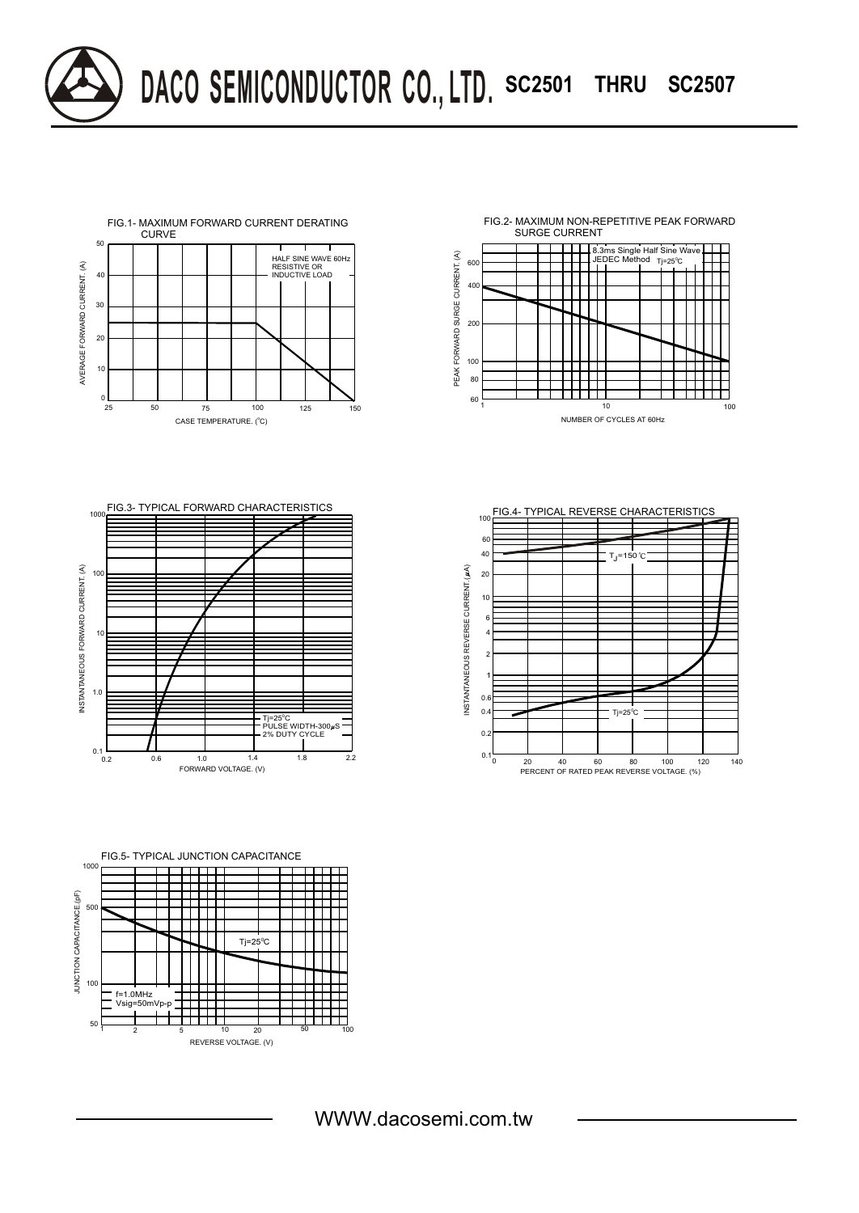DACO SEMICONDUCTOR CO., LTD. SC2501 THRU SC2507

FIG.1- MAXIMUM FORWARD CURRENT DERATING CURVE

AVERAGE FORWARD CURRENT. (A)

0
10
20
30
40
50

HALF SINE WAVE 60Hz
RESISTIVE OR
INDUCTIVE LOAD

25 50 75 100 125 150

CASE TEMPERATURE. (°C)

FIG.2- MAXIMUM NON-REPETITIVE PEAK FORWARD SURGE CURRENT

PEAK FORWARD SURGE CURRENT. (A)

60
80
100
200
400
600

8.3ms Single Half Sine Wave
JEDEC Method Tj=25°C

1 10 100

NUMBER OF CYCLES AT 60Hz

FIG.3- TYPICAL FORWARD CHARACTERISTICS

INSTANTANEOUS FORWARD CURRENT. (A)

0.1
1.0
10
100
1000

Tj=25°C
PULSE WIDTH-300μS
2% DUTY CYCLE

0.2 0.6 1.0 1.4 1.8 2.2

FORWARD VOLTAGE. (V)

FIG.4- TYPICAL REVERSE CHARACTERISTICS

INSTANTANEOUS REVERSE CURRENT. (μA)

0.1
0.2
0.4
0.6
1
2
4
6
10
20
40
60
100

$T_J$=150 °C

Tj=25°C

0 20 40 60 80 100 120 140

PERCENT OF RATED PEAK REVERSE VOLTAGE. (%)

FIG.5- TYPICAL JUNCTION CAPACITANCE

JUNCTION CAPACITANCE.(pF)

50
100
500
1000

Tj=25°C

f=1.0MHz
Vsig=50mVp-p

1 2 5 10 20 50 100

REVERSE VOLTAGE. (V)

WWW.dacosemi.com.tw